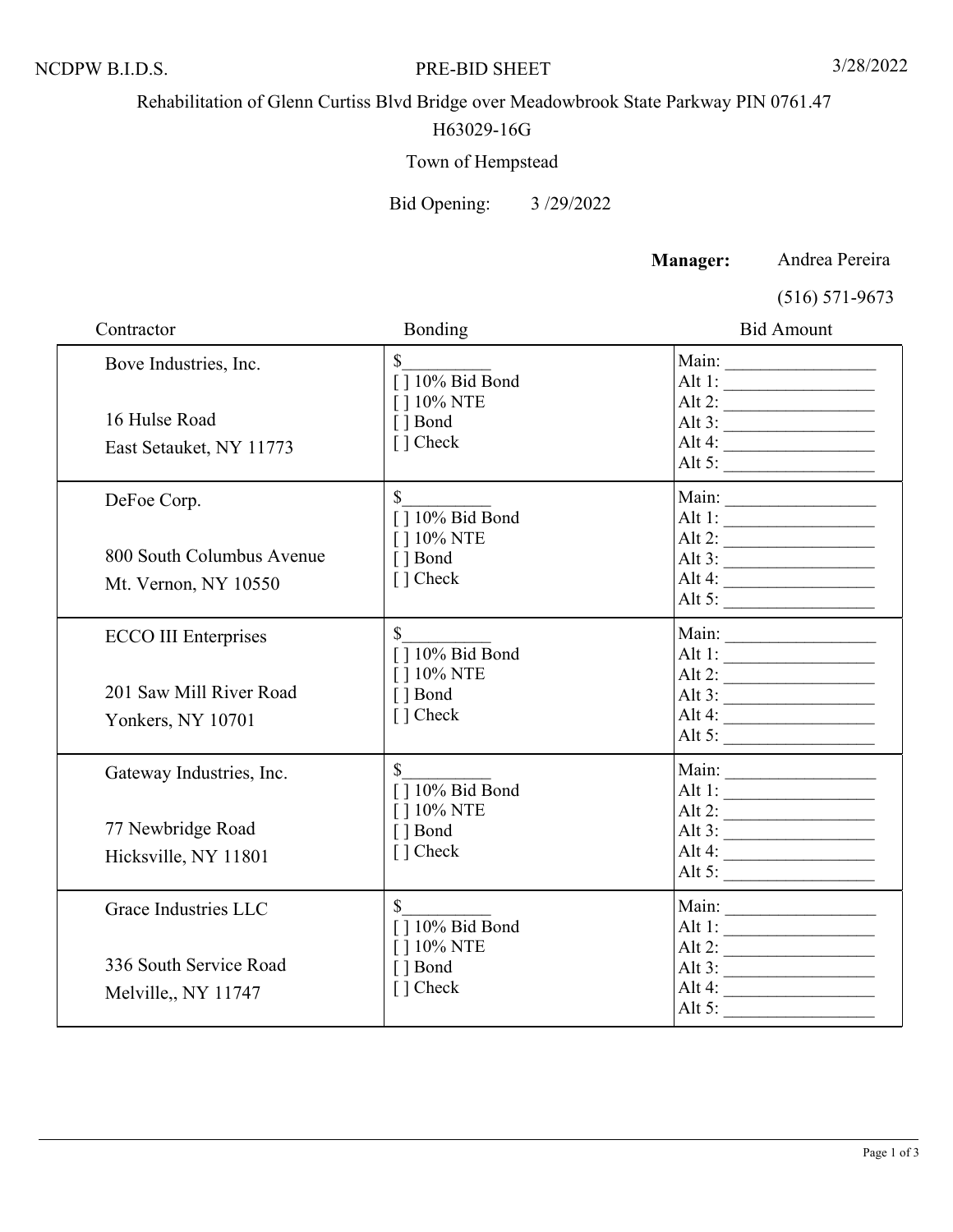NCDPW B.I.D.S. PRE-BID SHEET 3/28/2022

Rehabilitation of Glenn Curtiss Blvd Bridge over Meadowbrook State Parkway PIN 0761.47

H63029-16G

Town of Hempstead

Bid Opening: 3 /29/2022

**Manager:** Andrea Pereira

(516) 571-9673

| Contractor | Bonding | Bid Amount |
|---|---|---|
| Bove Industries, Inc.<br><br>16 Hulse Road<br>East Setauket, NY 11773 | $__________<br>[ ] 10% Bid Bond<br>[ ] 10% NTE<br>[ ] Bond<br>[ ] Check | Main: ________________<br>Alt 1: ________________<br>Alt 2: ________________<br>Alt 3: ________________<br>Alt 4: ________________<br>Alt 5: ________________ |
| DeFoe Corp.<br><br>800 South Columbus Avenue<br>Mt. Vernon, NY 10550 | $__________<br>[ ] 10% Bid Bond<br>[ ] 10% NTE<br>[ ] Bond<br>[ ] Check | Main: ________________<br>Alt 1: ________________<br>Alt 2: ________________<br>Alt 3: ________________<br>Alt 4: ________________<br>Alt 5: ________________ |
| ECCO III Enterprises<br><br>201 Saw Mill River Road<br>Yonkers, NY 10701 | $__________<br>[ ] 10% Bid Bond<br>[ ] 10% NTE<br>[ ] Bond<br>[ ] Check | Main: ________________<br>Alt 1: ________________<br>Alt 2: ________________<br>Alt 3: ________________<br>Alt 4: ________________<br>Alt 5: ________________ |
| Gateway Industries, Inc.<br><br>77 Newbridge Road<br>Hicksville, NY 11801 | $__________<br>[ ] 10% Bid Bond<br>[ ] 10% NTE<br>[ ] Bond<br>[ ] Check | Main: ________________<br>Alt 1: ________________<br>Alt 2: ________________<br>Alt 3: ________________<br>Alt 4: ________________<br>Alt 5: ________________ |
| Grace Industries LLC<br><br>336 South Service Road<br>Melville,, NY 11747 | $__________<br>[ ] 10% Bid Bond<br>[ ] 10% NTE<br>[ ] Bond<br>[ ] Check | Main: ________________<br>Alt 1: ________________<br>Alt 2: ________________<br>Alt 3: ________________<br>Alt 4: ________________<br>Alt 5: ________________ |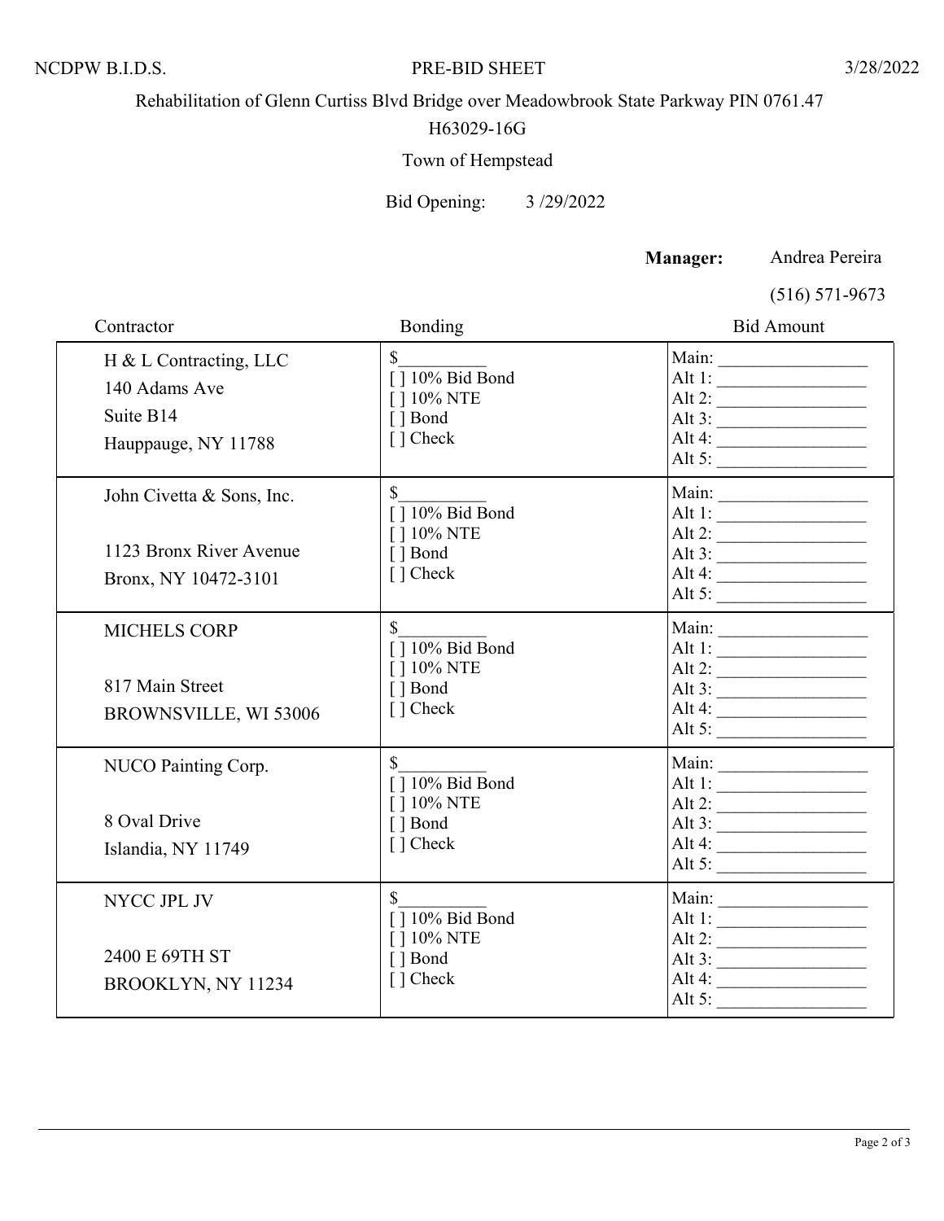NCDPW B.I.D.S. PRE-BID SHEET 3/28/2022

Rehabilitation of Glenn Curtiss Blvd Bridge over Meadowbrook State Parkway PIN 0761.47

H63029-16G

Town of Hempstead

Bid Opening: 3 /29/2022

**Manager:** Andrea Pereira

(516) 571-9673

| Contractor | Bonding | Bid Amount |
|---|---|---|
| H & L Contracting, LLC<br>140 Adams Ave<br>Suite B14<br>Hauppauge, NY 11788 | $__________<br>[ ] 10% Bid Bond<br>[ ] 10% NTE<br>[ ] Bond<br>[ ] Check | Main: ________________<br>Alt 1: ________________<br>Alt 2: ________________<br>Alt 3: ________________<br>Alt 4: ________________<br>Alt 5: ________________ |
| John Civetta & Sons, Inc.<br><br>1123 Bronx River Avenue<br>Bronx, NY 10472-3101 | $__________<br>[ ] 10% Bid Bond<br>[ ] 10% NTE<br>[ ] Bond<br>[ ] Check | Main: ________________<br>Alt 1: ________________<br>Alt 2: ________________<br>Alt 3: ________________<br>Alt 4: ________________<br>Alt 5: ________________ |
| MICHELS CORP<br><br>817 Main Street<br>BROWNSVILLE, WI 53006 | $__________<br>[ ] 10% Bid Bond<br>[ ] 10% NTE<br>[ ] Bond<br>[ ] Check | Main: ________________<br>Alt 1: ________________<br>Alt 2: ________________<br>Alt 3: ________________<br>Alt 4: ________________<br>Alt 5: ________________ |
| NUCO Painting Corp.<br><br>8 Oval Drive<br>Islandia, NY 11749 | $__________<br>[ ] 10% Bid Bond<br>[ ] 10% NTE<br>[ ] Bond<br>[ ] Check | Main: ________________<br>Alt 1: ________________<br>Alt 2: ________________<br>Alt 3: ________________<br>Alt 4: ________________<br>Alt 5: ________________ |
| NYCC JPL JV<br><br>2400 E 69TH ST<br>BROOKLYN, NY 11234 | $__________<br>[ ] 10% Bid Bond<br>[ ] 10% NTE<br>[ ] Bond<br>[ ] Check | Main: ________________<br>Alt 1: ________________<br>Alt 2: ________________<br>Alt 3: ________________<br>Alt 4: ________________<br>Alt 5: ________________ |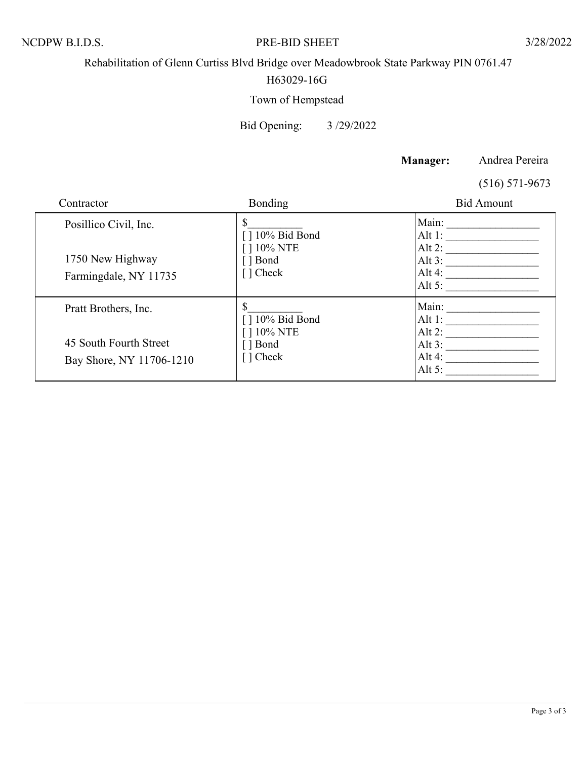NCDPW B.I.D.S. PRE-BID SHEET 3/28/2022

Rehabilitation of Glenn Curtiss Blvd Bridge over Meadowbrook State Parkway PIN 0761.47

H63029-16G

Town of Hempstead

Bid Opening: 3 /29/2022

**Manager:** Andrea Pereira

(516) 571-9673

| Contractor | Bonding | Bid Amount |
|---|---|---|
| Posillico Civil, Inc.<br><br>1750 New Highway<br>Farmingdale, NY 11735 | $__________<br>[ ] 10% Bid Bond<br>[ ] 10% NTE<br>[ ] Bond<br>[ ] Check | Main: ________________<br>Alt 1: ________________<br>Alt 2: ________________<br>Alt 3: ________________<br>Alt 4: ________________<br>Alt 5: ________________ |
| Pratt Brothers, Inc.<br><br>45 South Fourth Street<br>Bay Shore, NY 11706-1210 | $__________<br>[ ] 10% Bid Bond<br>[ ] 10% NTE<br>[ ] Bond<br>[ ] Check | Main: ________________<br>Alt 1: ________________<br>Alt 2: ________________<br>Alt 3: ________________<br>Alt 4: ________________<br>Alt 5: ________________ |